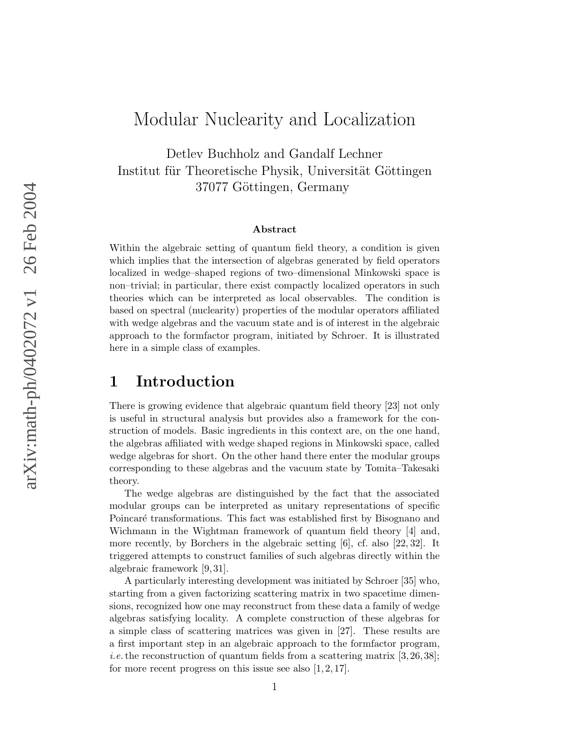# Modular Nuclearity and Localization

Detlev Buchholz and Gandalf Lechner
Institut für Theoretische Physik, Universität Göttingen
37077 Göttingen, Germany

### Abstract

Within the algebraic setting of quantum field theory, a condition is given which implies that the intersection of algebras generated by field operators localized in wedge–shaped regions of two–dimensional Minkowski space is non–trivial; in particular, there exist compactly localized operators in such theories which can be interpreted as local observables. The condition is based on spectral (nuclearity) properties of the modular operators affiliated with wedge algebras and the vacuum state and is of interest in the algebraic approach to the formfactor program, initiated by Schroer. It is illustrated here in a simple class of examples.

## 1 Introduction

There is growing evidence that algebraic quantum field theory [23] not only is useful in structural analysis but provides also a framework for the construction of models. Basic ingredients in this context are, on the one hand, the algebras affiliated with wedge shaped regions in Minkowski space, called wedge algebras for short. On the other hand there enter the modular groups corresponding to these algebras and the vacuum state by Tomita–Takesaki theory.

The wedge algebras are distinguished by the fact that the associated modular groups can be interpreted as unitary representations of specific Poincaré transformations. This fact was established first by Bisognano and Wichmann in the Wightman framework of quantum field theory [4] and, more recently, by Borchers in the algebraic setting [6], cf. also [22, 32]. It triggered attempts to construct families of such algebras directly within the algebraic framework [9, 31].

A particularly interesting development was initiated by Schroer [35] who, starting from a given factorizing scattering matrix in two spacetime dimensions, recognized how one may reconstruct from these data a family of wedge algebras satisfying locality. A complete construction of these algebras for a simple class of scattering matrices was given in [27]. These results are a first important step in an algebraic approach to the formfactor program, *i.e.* the reconstruction of quantum fields from a scattering matrix [3, 26, 38]; for more recent progress on this issue see also [1, 2, 17].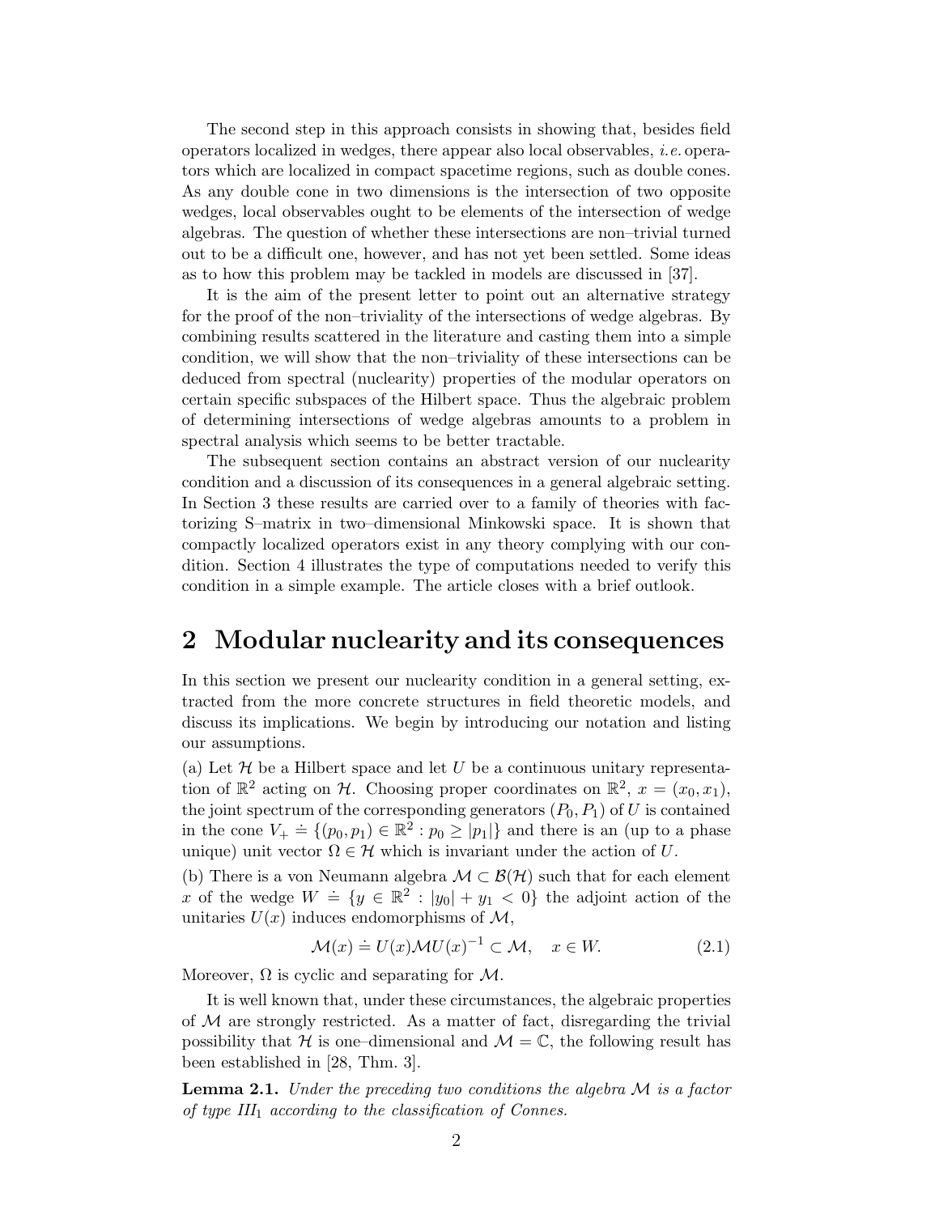The second step in this approach consists in showing that, besides field operators localized in wedges, there appear also local observables, *i.e.* operators which are localized in compact spacetime regions, such as double cones. As any double cone in two dimensions is the intersection of two opposite wedges, local observables ought to be elements of the intersection of wedge algebras. The question of whether these intersections are non–trivial turned out to be a difficult one, however, and has not yet been settled. Some ideas as to how this problem may be tackled in models are discussed in [37].

It is the aim of the present letter to point out an alternative strategy for the proof of the non–triviality of the intersections of wedge algebras. By combining results scattered in the literature and casting them into a simple condition, we will show that the non–triviality of these intersections can be deduced from spectral (nuclearity) properties of the modular operators on certain specific subspaces of the Hilbert space. Thus the algebraic problem of determining intersections of wedge algebras amounts to a problem in spectral analysis which seems to be better tractable.

The subsequent section contains an abstract version of our nuclearity condition and a discussion of its consequences in a general algebraic setting. In Section 3 these results are carried over to a family of theories with factorizing S–matrix in two–dimensional Minkowski space. It is shown that compactly localized operators exist in any theory complying with our condition. Section 4 illustrates the type of computations needed to verify this condition in a simple example. The article closes with a brief outlook.

## 2 Modular nuclearity and its consequences

In this section we present our nuclearity condition in a general setting, extracted from the more concrete structures in field theoretic models, and discuss its implications. We begin by introducing our notation and listing our assumptions.

(a) Let $\mathcal{H}$ be a Hilbert space and let $U$ be a continuous unitary representation of $\mathbb{R}^2$ acting on $\mathcal{H}$. Choosing proper coordinates on $\mathbb{R}^2$, $x = (x_0, x_1)$, the joint spectrum of the corresponding generators $(P_0, P_1)$ of $U$ is contained in the cone $V_+ \doteq \{(p_0, p_1) \in \mathbb{R}^2 : p_0 \geq |p_1|\}$ and there is an (up to a phase unique) unit vector $\Omega \in \mathcal{H}$ which is invariant under the action of $U$.

(b) There is a von Neumann algebra $\mathcal{M} \subset \mathcal{B}(\mathcal{H})$ such that for each element $x$ of the wedge $W \doteq \{y \in \mathbb{R}^2 : |y_0| + y_1 < 0\}$ the adjoint action of the unitaries $U(x)$ induces endomorphisms of $\mathcal{M}$,

$$\mathcal{M}(x) \doteq U(x)\mathcal{M}U(x)^{-1} \subset \mathcal{M}, \quad x \in W. \tag{2.1}$$

Moreover, $\Omega$ is cyclic and separating for $\mathcal{M}$.

It is well known that, under these circumstances, the algebraic properties of $\mathcal{M}$ are strongly restricted. As a matter of fact, disregarding the trivial possibility that $\mathcal{H}$ is one–dimensional and $\mathcal{M} = \mathbb{C}$, the following result has been established in [28, Thm. 3].

**Lemma 2.1.** *Under the preceding two conditions the algebra $\mathcal{M}$ is a factor of type $III_1$ according to the classification of Connes.*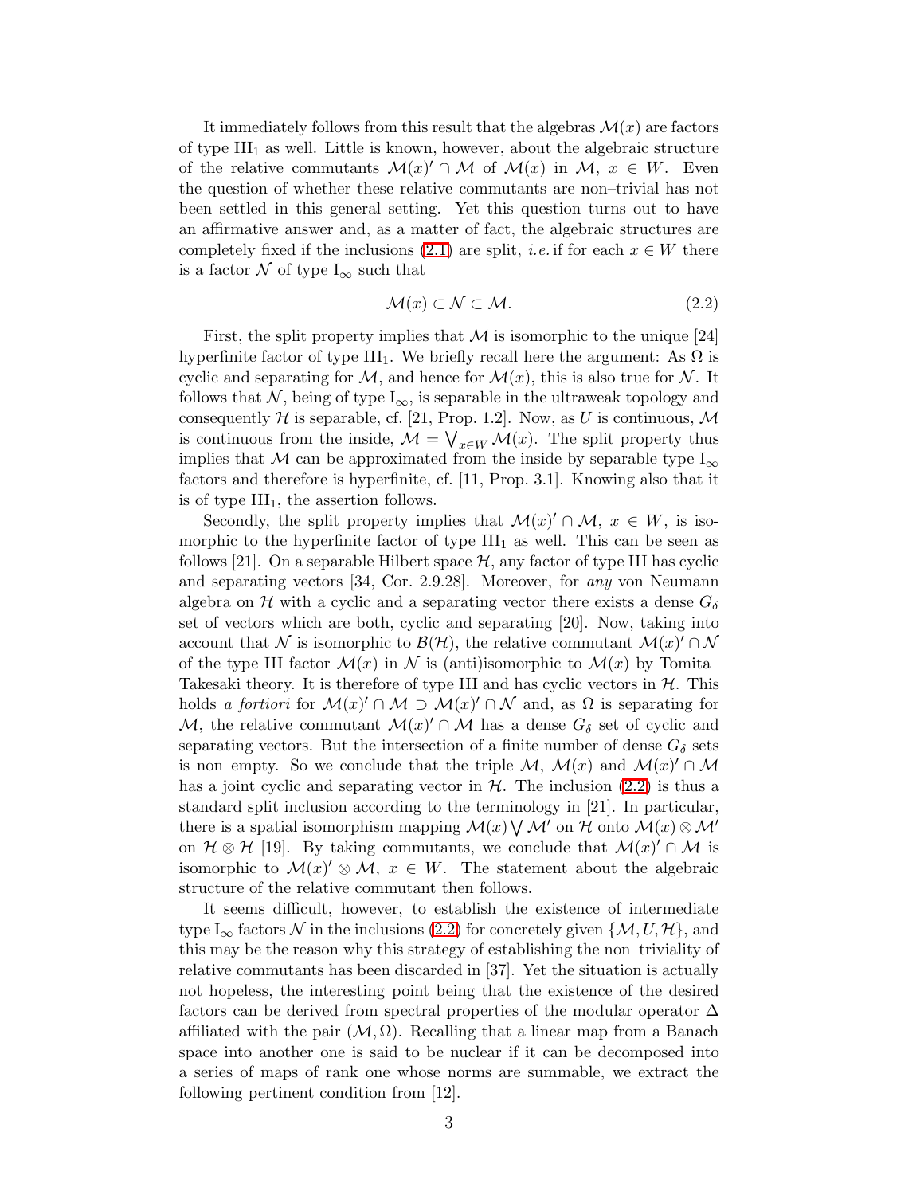It immediately follows from this result that the algebras $\mathcal{M}(x)$ are factors of type $\mathrm{III}_1$ as well. Little is known, however, about the algebraic structure of the relative commutants $\mathcal{M}(x)' \cap \mathcal{M}$ of $\mathcal{M}(x)$ in $\mathcal{M}$, $x \in W$. Even the question of whether these relative commutants are non–trivial has not been settled in this general setting. Yet this question turns out to have an affirmative answer and, as a matter of fact, the algebraic structures are completely fixed if the inclusions (2.1) are split, *i.e.* if for each $x \in W$ there is a factor $\mathcal{N}$ of type $\mathrm{I}_\infty$ such that

$$\mathcal{M}(x) \subset \mathcal{N} \subset \mathcal{M}. \tag{2.2}$$

First, the split property implies that $\mathcal{M}$ is isomorphic to the unique [24] hyperfinite factor of type $\mathrm{III}_1$. We briefly recall here the argument: As $\Omega$ is cyclic and separating for $\mathcal{M}$, and hence for $\mathcal{M}(x)$, this is also true for $\mathcal{N}$. It follows that $\mathcal{N}$, being of type $\mathrm{I}_\infty$, is separable in the ultraweak topology and consequently $\mathcal{H}$ is separable, cf. [21, Prop. 1.2]. Now, as $U$ is continuous, $\mathcal{M}$ is continuous from the inside, $\mathcal{M} = \bigvee_{x \in W} \mathcal{M}(x)$. The split property thus implies that $\mathcal{M}$ can be approximated from the inside by separable type $\mathrm{I}_\infty$ factors and therefore is hyperfinite, cf. [11, Prop. 3.1]. Knowing also that it is of type $\mathrm{III}_1$, the assertion follows.

Secondly, the split property implies that $\mathcal{M}(x)' \cap \mathcal{M}$, $x \in W$, is isomorphic to the hyperfinite factor of type $\mathrm{III}_1$ as well. This can be seen as follows [21]. On a separable Hilbert space $\mathcal{H}$, any factor of type III has cyclic and separating vectors [34, Cor. 2.9.28]. Moreover, for *any* von Neumann algebra on $\mathcal{H}$ with a cyclic and a separating vector there exists a dense $G_\delta$ set of vectors which are both, cyclic and separating [20]. Now, taking into account that $\mathcal{N}$ is isomorphic to $\mathcal{B}(\mathcal{H})$, the relative commutant $\mathcal{M}(x)' \cap \mathcal{N}$ of the type III factor $\mathcal{M}(x)$ in $\mathcal{N}$ is (anti)isomorphic to $\mathcal{M}(x)$ by Tomita–Takesaki theory. It is therefore of type III and has cyclic vectors in $\mathcal{H}$. This holds *a fortiori* for $\mathcal{M}(x)' \cap \mathcal{M} \supset \mathcal{M}(x)' \cap \mathcal{N}$ and, as $\Omega$ is separating for $\mathcal{M}$, the relative commutant $\mathcal{M}(x)' \cap \mathcal{M}$ has a dense $G_\delta$ set of cyclic and separating vectors. But the intersection of a finite number of dense $G_\delta$ sets is non–empty. So we conclude that the triple $\mathcal{M}$, $\mathcal{M}(x)$ and $\mathcal{M}(x)' \cap \mathcal{M}$ has a joint cyclic and separating vector in $\mathcal{H}$. The inclusion (2.2) is thus a standard split inclusion according to the terminology in [21]. In particular, there is a spatial isomorphism mapping $\mathcal{M}(x) \bigvee \mathcal{M}'$ on $\mathcal{H}$ onto $\mathcal{M}(x) \otimes \mathcal{M}'$ on $\mathcal{H} \otimes \mathcal{H}$ [19]. By taking commutants, we conclude that $\mathcal{M}(x)' \cap \mathcal{M}$ is isomorphic to $\mathcal{M}(x)' \otimes \mathcal{M}$, $x \in W$. The statement about the algebraic structure of the relative commutant then follows.

It seems difficult, however, to establish the existence of intermediate type $\mathrm{I}_\infty$ factors $\mathcal{N}$ in the inclusions (2.2) for concretely given $\{\mathcal{M}, U, \mathcal{H}\}$, and this may be the reason why this strategy of establishing the non–triviality of relative commutants has been discarded in [37]. Yet the situation is actually not hopeless, the interesting point being that the existence of the desired factors can be derived from spectral properties of the modular operator $\Delta$ affiliated with the pair $(\mathcal{M}, \Omega)$. Recalling that a linear map from a Banach space into another one is said to be nuclear if it can be decomposed into a series of maps of rank one whose norms are summable, we extract the following pertinent condition from [12].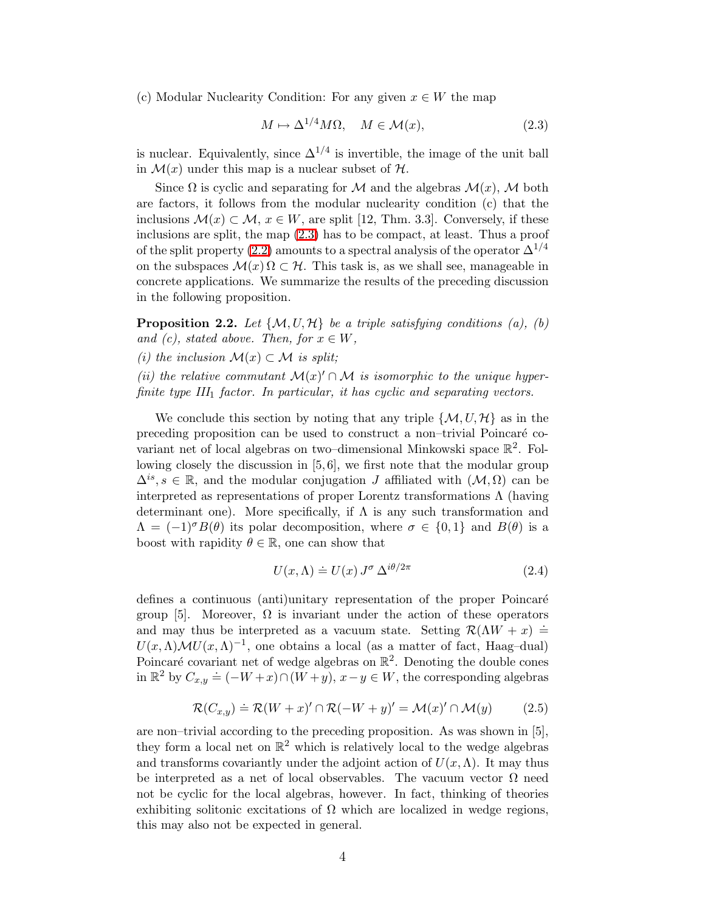(c) Modular Nuclearity Condition: For any given $x \in W$ the map

$$M \mapsto \Delta^{1/4} M \Omega, \quad M \in \mathcal{M}(x), \tag{2.3}$$

is nuclear. Equivalently, since $\Delta^{1/4}$ is invertible, the image of the unit ball in $\mathcal{M}(x)$ under this map is a nuclear subset of $\mathcal{H}$.

Since $\Omega$ is cyclic and separating for $\mathcal{M}$ and the algebras $\mathcal{M}(x)$, $\mathcal{M}$ both are factors, it follows from the modular nuclearity condition (c) that the inclusions $\mathcal{M}(x) \subset \mathcal{M}$, $x \in W$, are split [12, Thm. 3.3]. Conversely, if these inclusions are split, the map (2.3) has to be compact, at least. Thus a proof of the split property (2.2) amounts to a spectral analysis of the operator $\Delta^{1/4}$ on the subspaces $\mathcal{M}(x)\,\Omega \subset \mathcal{H}$. This task is, as we shall see, manageable in concrete applications. We summarize the results of the preceding discussion in the following proposition.

**Proposition 2.2.** *Let $\{\mathcal{M}, U, \mathcal{H}\}$ be a triple satisfying conditions (a), (b) and (c), stated above. Then, for $x \in W$,*

*(i) the inclusion $\mathcal{M}(x) \subset \mathcal{M}$ is split;*

*(ii) the relative commutant $\mathcal{M}(x)' \cap \mathcal{M}$ is isomorphic to the unique hyperfinite type $III_1$ factor. In particular, it has cyclic and separating vectors.*

We conclude this section by noting that any triple $\{\mathcal{M}, U, \mathcal{H}\}$ as in the preceding proposition can be used to construct a non–trivial Poincaré covariant net of local algebras on two–dimensional Minkowski space $\mathbb{R}^2$. Following closely the discussion in [5,6], we first note that the modular group $\Delta^{is}$, $s \in \mathbb{R}$, and the modular conjugation $J$ affiliated with $(\mathcal{M}, \Omega)$ can be interpreted as representations of proper Lorentz transformations $\Lambda$ (having determinant one). More specifically, if $\Lambda$ is any such transformation and $\Lambda = (-1)^\sigma B(\theta)$ its polar decomposition, where $\sigma \in \{0, 1\}$ and $B(\theta)$ is a boost with rapidity $\theta \in \mathbb{R}$, one can show that

$$U(x, \Lambda) \doteq U(x)\, J^\sigma\, \Delta^{i\theta/2\pi} \tag{2.4}$$

defines a continuous (anti)unitary representation of the proper Poincaré group [5]. Moreover, $\Omega$ is invariant under the action of these operators and may thus be interpreted as a vacuum state. Setting $\mathcal{R}(\Lambda W + x) \doteq U(x, \Lambda)\mathcal{M}U(x, \Lambda)^{-1}$, one obtains a local (as a matter of fact, Haag–dual) Poincaré covariant net of wedge algebras on $\mathbb{R}^2$. Denoting the double cones in $\mathbb{R}^2$ by $C_{x,y} \doteq (-W + x) \cap (W + y)$, $x - y \in W$, the corresponding algebras

$$\mathcal{R}(C_{x,y}) \doteq \mathcal{R}(W + x)' \cap \mathcal{R}(-W + y)' = \mathcal{M}(x)' \cap \mathcal{M}(y) \tag{2.5}$$

are non–trivial according to the preceding proposition. As was shown in [5], they form a local net on $\mathbb{R}^2$ which is relatively local to the wedge algebras and transforms covariantly under the adjoint action of $U(x, \Lambda)$. It may thus be interpreted as a net of local observables. The vacuum vector $\Omega$ need not be cyclic for the local algebras, however. In fact, thinking of theories exhibiting solitonic excitations of $\Omega$ which are localized in wedge regions, this may also not be expected in general.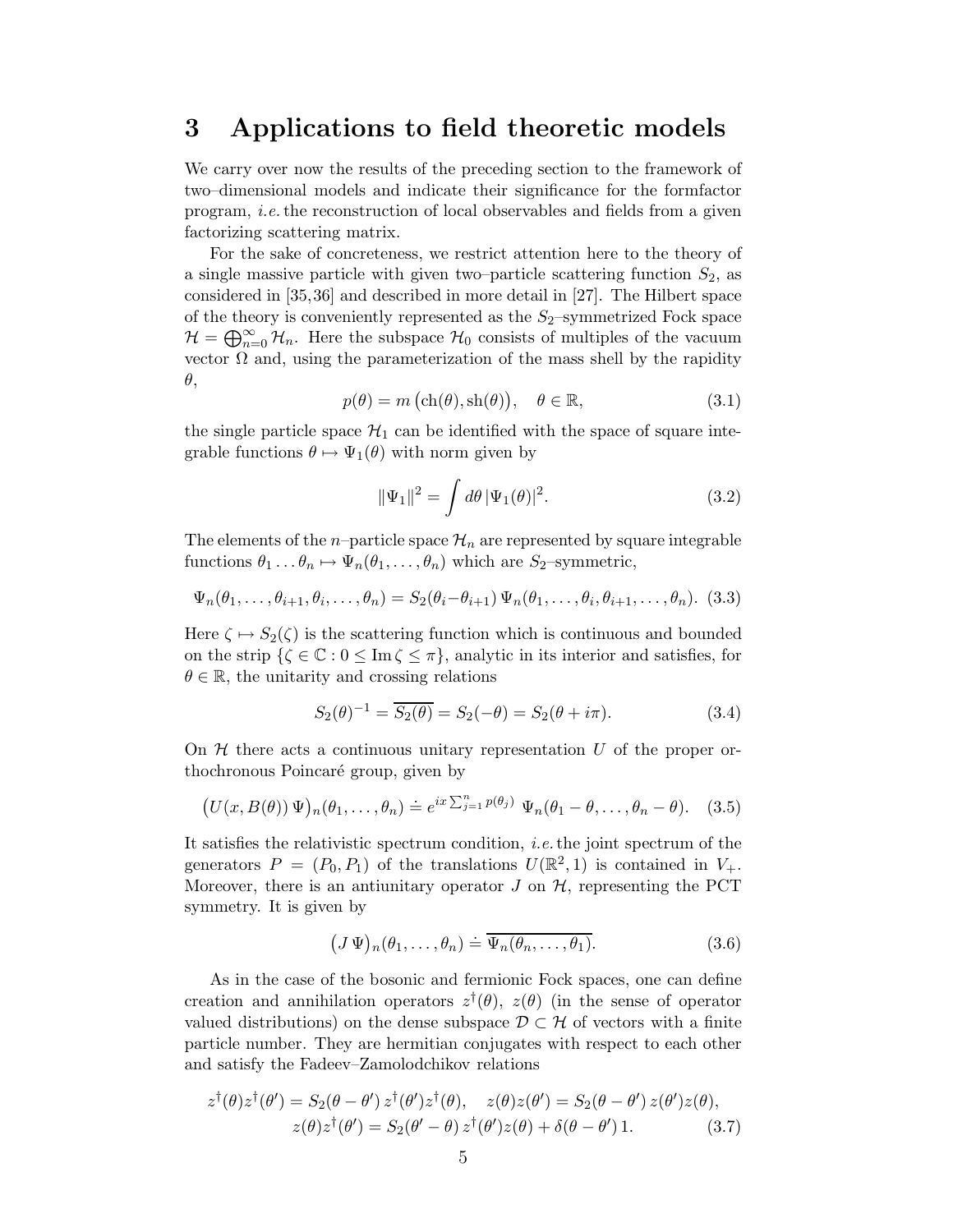# 3 Applications to field theoretic models

We carry over now the results of the preceding section to the framework of two–dimensional models and indicate their significance for the formfactor program, *i.e.* the reconstruction of local observables and fields from a given factorizing scattering matrix.

For the sake of concreteness, we restrict attention here to the theory of a single massive particle with given two–particle scattering function $S_2$, as considered in [35,36] and described in more detail in [27]. The Hilbert space of the theory is conveniently represented as the $S_2$–symmetrized Fock space $\mathcal{H} = \bigoplus_{n=0}^{\infty} \mathcal{H}_n$. Here the subspace $\mathcal{H}_0$ consists of multiples of the vacuum vector $\Omega$ and, using the parameterization of the mass shell by the rapidity $\theta$,

$$p(\theta) = m\,\big(\mathrm{ch}(\theta), \mathrm{sh}(\theta)\big), \quad \theta \in \mathbb{R}, \tag{3.1}$$

the single particle space $\mathcal{H}_1$ can be identified with the space of square integrable functions $\theta \mapsto \Psi_1(\theta)$ with norm given by

$$\|\Psi_1\|^2 = \int d\theta\, |\Psi_1(\theta)|^2. \tag{3.2}$$

The elements of the $n$–particle space $\mathcal{H}_n$ are represented by square integrable functions $\theta_1 \ldots \theta_n \mapsto \Psi_n(\theta_1, \ldots, \theta_n)$ which are $S_2$–symmetric,

$$\Psi_n(\theta_1, \ldots, \theta_{i+1}, \theta_i, \ldots, \theta_n) = S_2(\theta_i - \theta_{i+1})\, \Psi_n(\theta_1, \ldots, \theta_i, \theta_{i+1}, \ldots, \theta_n). \tag{3.3}$$

Here $\zeta \mapsto S_2(\zeta)$ is the scattering function which is continuous and bounded on the strip $\{\zeta \in \mathbb{C} : 0 \leq \mathrm{Im}\,\zeta \leq \pi\}$, analytic in its interior and satisfies, for $\theta \in \mathbb{R}$, the unitarity and crossing relations

$$S_2(\theta)^{-1} = \overline{S_2(\theta)} = S_2(-\theta) = S_2(\theta + i\pi). \tag{3.4}$$

On $\mathcal{H}$ there acts a continuous unitary representation $U$ of the proper orthochronous Poincaré group, given by

$$\big(U(x, B(\theta))\,\Psi\big)_n(\theta_1, \ldots, \theta_n) \doteq e^{ix \sum_{j=1}^n p(\theta_j)}\; \Psi_n(\theta_1 - \theta, \ldots, \theta_n - \theta). \tag{3.5}$$

It satisfies the relativistic spectrum condition, *i.e.* the joint spectrum of the generators $P = (P_0, P_1)$ of the translations $U(\mathbb{R}^2, 1)$ is contained in $V_+$. Moreover, there is an antiunitary operator $J$ on $\mathcal{H}$, representing the PCT symmetry. It is given by

$$\big(J\,\Psi\big)_n(\theta_1, \ldots, \theta_n) \doteq \overline{\Psi_n(\theta_n, \ldots, \theta_1)}. \tag{3.6}$$

As in the case of the bosonic and fermionic Fock spaces, one can define creation and annihilation operators $z^\dagger(\theta)$, $z(\theta)$ (in the sense of operator valued distributions) on the dense subspace $\mathcal{D} \subset \mathcal{H}$ of vectors with a finite particle number. They are hermitian conjugates with respect to each other and satisfy the Fadeev–Zamolodchikov relations

$$\begin{aligned} z^\dagger(\theta) z^\dagger(\theta') = S_2(\theta - \theta')\, z^\dagger(\theta') z^\dagger(\theta), \quad z(\theta) z(\theta') = S_2(\theta - \theta')\, z(\theta') z(\theta), \\ z(\theta) z^\dagger(\theta') = S_2(\theta' - \theta)\, z^\dagger(\theta') z(\theta) + \delta(\theta - \theta')\, 1. \end{aligned} \tag{3.7}$$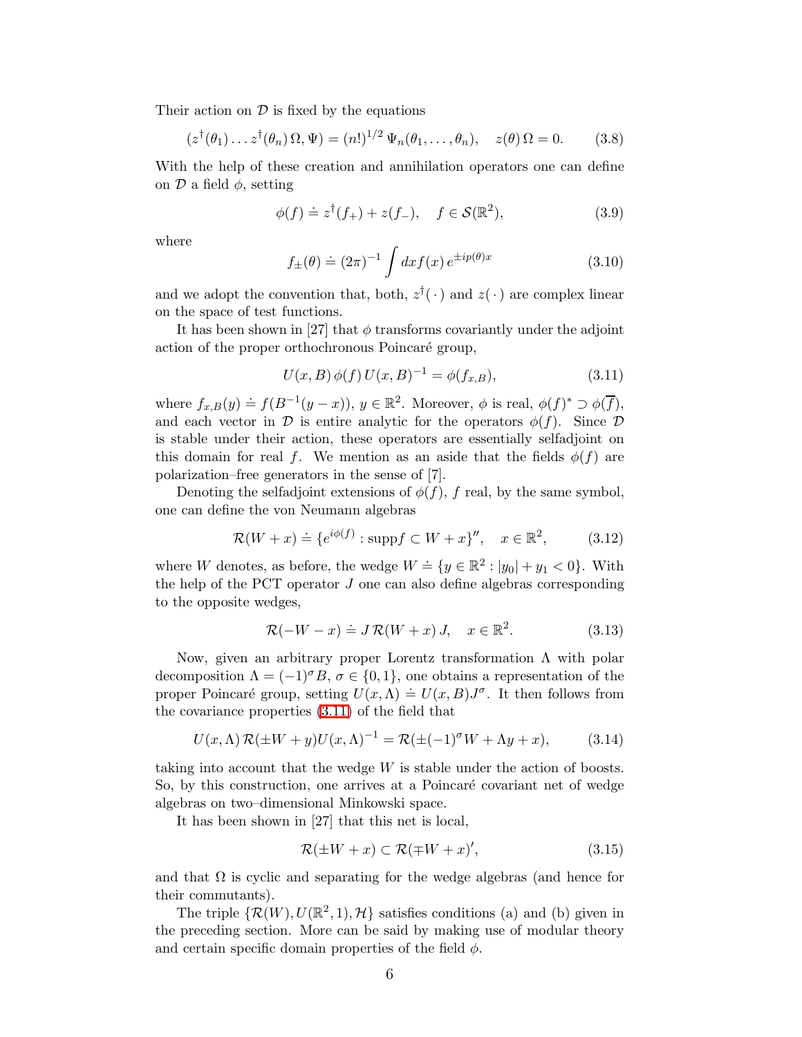Their action on $\mathcal{D}$ is fixed by the equations

$$(z^\dagger(\theta_1) \dots z^\dagger(\theta_n)\,\Omega, \Psi) = (n!)^{1/2}\,\Psi_n(\theta_1, \dots, \theta_n), \quad z(\theta)\,\Omega = 0. \tag{3.8}$$

With the help of these creation and annihilation operators one can define on $\mathcal{D}$ a field $\phi$, setting

$$\phi(f) \doteq z^\dagger(f_+) + z(f_-), \quad f \in \mathcal{S}(\mathbb{R}^2), \tag{3.9}$$

where

$$f_\pm(\theta) \doteq (2\pi)^{-1} \int dx f(x)\, e^{\pm i p(\theta) x} \tag{3.10}$$

and we adopt the convention that, both, $z^\dagger(\,\cdot\,)$ and $z(\,\cdot\,)$ are complex linear on the space of test functions.

It has been shown in [27] that $\phi$ transforms covariantly under the adjoint action of the proper orthochronous Poincaré group,

$$U(x, B)\,\phi(f)\,U(x, B)^{-1} = \phi(f_{x,B}), \tag{3.11}$$

where $f_{x,B}(y) \doteq f(B^{-1}(y - x))$, $y \in \mathbb{R}^2$. Moreover, $\phi$ is real, $\phi(f)^* \supset \phi(\overline{f})$, and each vector in $\mathcal{D}$ is entire analytic for the operators $\phi(f)$. Since $\mathcal{D}$ is stable under their action, these operators are essentially selfadjoint on this domain for real $f$. We mention as an aside that the fields $\phi(f)$ are polarization–free generators in the sense of [7].

Denoting the selfadjoint extensions of $\phi(f)$, $f$ real, by the same symbol, one can define the von Neumann algebras

$$\mathcal{R}(W + x) \doteq \{e^{i\phi(f)} : \text{supp} f \subset W + x\}'', \quad x \in \mathbb{R}^2, \tag{3.12}$$

where $W$ denotes, as before, the wedge $W \doteq \{y \in \mathbb{R}^2 : |y_0| + y_1 < 0\}$. With the help of the PCT operator $J$ one can also define algebras corresponding to the opposite wedges,

$$\mathcal{R}(-W - x) \doteq J\,\mathcal{R}(W + x)\,J, \quad x \in \mathbb{R}^2. \tag{3.13}$$

Now, given an arbitrary proper Lorentz transformation $\Lambda$ with polar decomposition $\Lambda = (-1)^\sigma B$, $\sigma \in \{0, 1\}$, one obtains a representation of the proper Poincaré group, setting $U(x, \Lambda) \doteq U(x, B) J^\sigma$. It then follows from the covariance properties (3.11) of the field that

$$U(x, \Lambda)\,\mathcal{R}(\pm W + y) U(x, \Lambda)^{-1} = \mathcal{R}(\pm(-1)^\sigma W + \Lambda y + x), \tag{3.14}$$

taking into account that the wedge $W$ is stable under the action of boosts. So, by this construction, one arrives at a Poincaré covariant net of wedge algebras on two–dimensional Minkowski space.

It has been shown in [27] that this net is local,

$$\mathcal{R}(\pm W + x) \subset \mathcal{R}(\mp W + x)', \tag{3.15}$$

and that $\Omega$ is cyclic and separating for the wedge algebras (and hence for their commutants).

The triple $\{\mathcal{R}(W), U(\mathbb{R}^2, 1), \mathcal{H}\}$ satisfies conditions (a) and (b) given in the preceding section. More can be said by making use of modular theory and certain specific domain properties of the field $\phi$.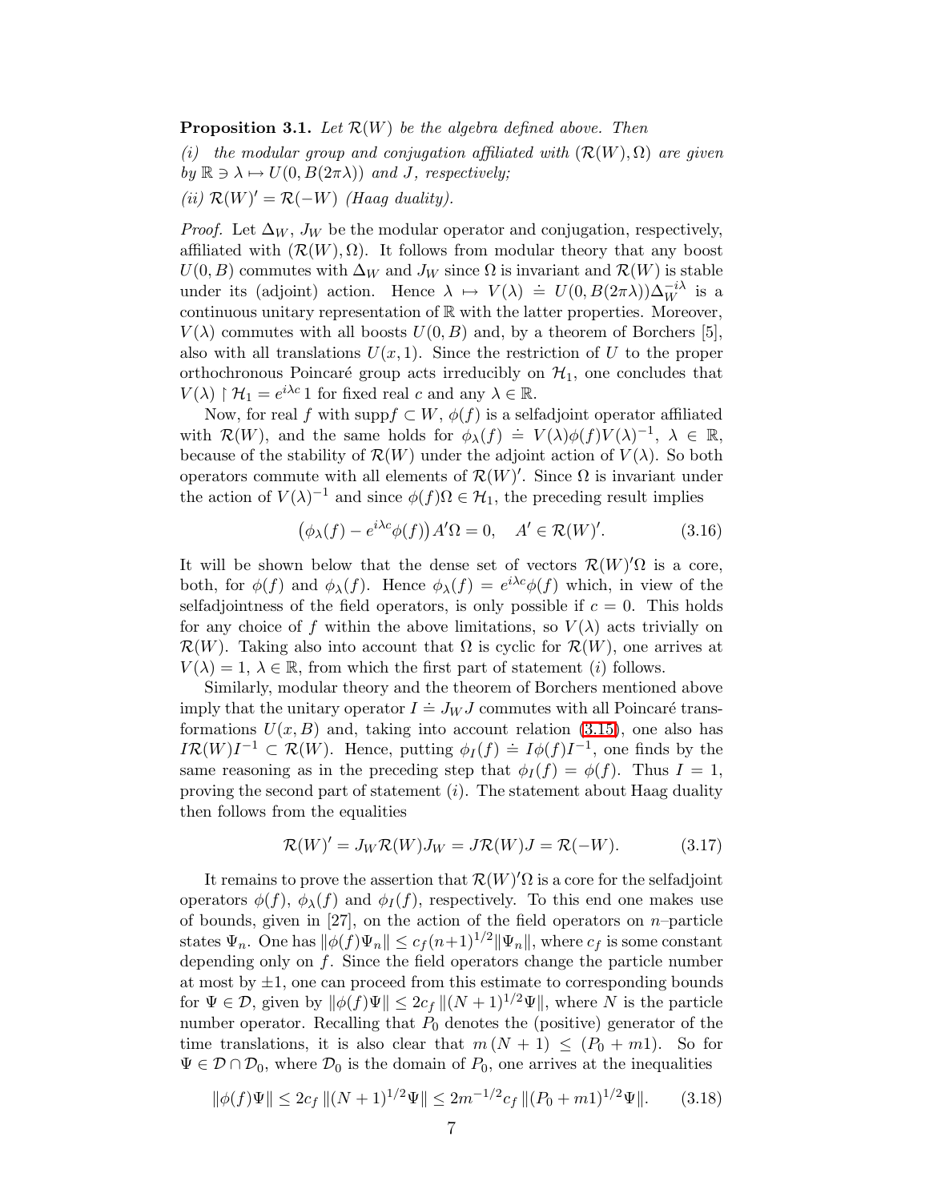**Proposition 3.1.** *Let $\mathcal{R}(W)$ be the algebra defined above. Then*

*(i) the modular group and conjugation affiliated with $(\mathcal{R}(W), \Omega)$ are given by $\mathbb{R} \ni \lambda \mapsto U(0, B(2\pi\lambda))$ and $J$, respectively;*

*(ii) $\mathcal{R}(W)' = \mathcal{R}(-W)$ (Haag duality).*

*Proof.* Let $\Delta_W$, $J_W$ be the modular operator and conjugation, respectively, affiliated with $(\mathcal{R}(W), \Omega)$. It follows from modular theory that any boost $U(0, B)$ commutes with $\Delta_W$ and $J_W$ since $\Omega$ is invariant and $\mathcal{R}(W)$ is stable under its (adjoint) action. Hence $\lambda \mapsto V(\lambda) \doteq U(0, B(2\pi\lambda))\Delta_W^{-i\lambda}$ is a continuous unitary representation of $\mathbb{R}$ with the latter properties. Moreover, $V(\lambda)$ commutes with all boosts $U(0, B)$ and, by a theorem of Borchers [5], also with all translations $U(x, 1)$. Since the restriction of $U$ to the proper orthochronous Poincaré group acts irreducibly on $\mathcal{H}_1$, one concludes that $V(\lambda) \upharpoonright \mathcal{H}_1 = e^{i\lambda c}\, 1$ for fixed real $c$ and any $\lambda \in \mathbb{R}$.

Now, for real $f$ with $\text{supp} f \subset W$, $\phi(f)$ is a selfadjoint operator affiliated with $\mathcal{R}(W)$, and the same holds for $\phi_\lambda(f) \doteq V(\lambda)\phi(f)V(\lambda)^{-1}$, $\lambda \in \mathbb{R}$, because of the stability of $\mathcal{R}(W)$ under the adjoint action of $V(\lambda)$. So both operators commute with all elements of $\mathcal{R}(W)'$. Since $\Omega$ is invariant under the action of $V(\lambda)^{-1}$ and since $\phi(f)\Omega \in \mathcal{H}_1$, the preceding result implies

$$\big(\phi_\lambda(f) - e^{i\lambda c}\phi(f)\big) A'\Omega = 0, \quad A' \in \mathcal{R}(W)'. \tag{3.16}$$

It will be shown below that the dense set of vectors $\mathcal{R}(W)'\Omega$ is a core, both, for $\phi(f)$ and $\phi_\lambda(f)$. Hence $\phi_\lambda(f) = e^{i\lambda c}\phi(f)$ which, in view of the selfadjointness of the field operators, is only possible if $c = 0$. This holds for any choice of $f$ within the above limitations, so $V(\lambda)$ acts trivially on $\mathcal{R}(W)$. Taking also into account that $\Omega$ is cyclic for $\mathcal{R}(W)$, one arrives at $V(\lambda) = 1$, $\lambda \in \mathbb{R}$, from which the first part of statement $(i)$ follows.

Similarly, modular theory and the theorem of Borchers mentioned above imply that the unitary operator $I \doteq J_W J$ commutes with all Poincaré transformations $U(x, B)$ and, taking into account relation (3.15), one also has $I\mathcal{R}(W)I^{-1} \subset \mathcal{R}(W)$. Hence, putting $\phi_I(f) \doteq I\phi(f)I^{-1}$, one finds by the same reasoning as in the preceding step that $\phi_I(f) = \phi(f)$. Thus $I = 1$, proving the second part of statement $(i)$. The statement about Haag duality then follows from the equalities

$$\mathcal{R}(W)' = J_W \mathcal{R}(W) J_W = J\mathcal{R}(W)J = \mathcal{R}(-W). \tag{3.17}$$

It remains to prove the assertion that $\mathcal{R}(W)'\Omega$ is a core for the selfadjoint operators $\phi(f)$, $\phi_\lambda(f)$ and $\phi_I(f)$, respectively. To this end one makes use of bounds, given in [27], on the action of the field operators on $n$–particle states $\Psi_n$. One has $\|\phi(f)\Psi_n\| \leq c_f (n+1)^{1/2}\|\Psi_n\|$, where $c_f$ is some constant depending only on $f$. Since the field operators change the particle number at most by $\pm 1$, one can proceed from this estimate to corresponding bounds for $\Psi \in \mathcal{D}$, given by $\|\phi(f)\Psi\| \leq 2c_f \,\|(N+1)^{1/2}\Psi\|$, where $N$ is the particle number operator. Recalling that $P_0$ denotes the (positive) generator of the time translations, it is also clear that $m\,(N+1) \leq (P_0 + m1)$. So for $\Psi \in \mathcal{D} \cap \mathcal{D}_0$, where $\mathcal{D}_0$ is the domain of $P_0$, one arrives at the inequalities

$$\|\phi(f)\Psi\| \leq 2c_f \,\|(N+1)^{1/2}\Psi\| \leq 2m^{-1/2}c_f \,\|(P_0 + m1)^{1/2}\Psi\|. \tag{3.18}$$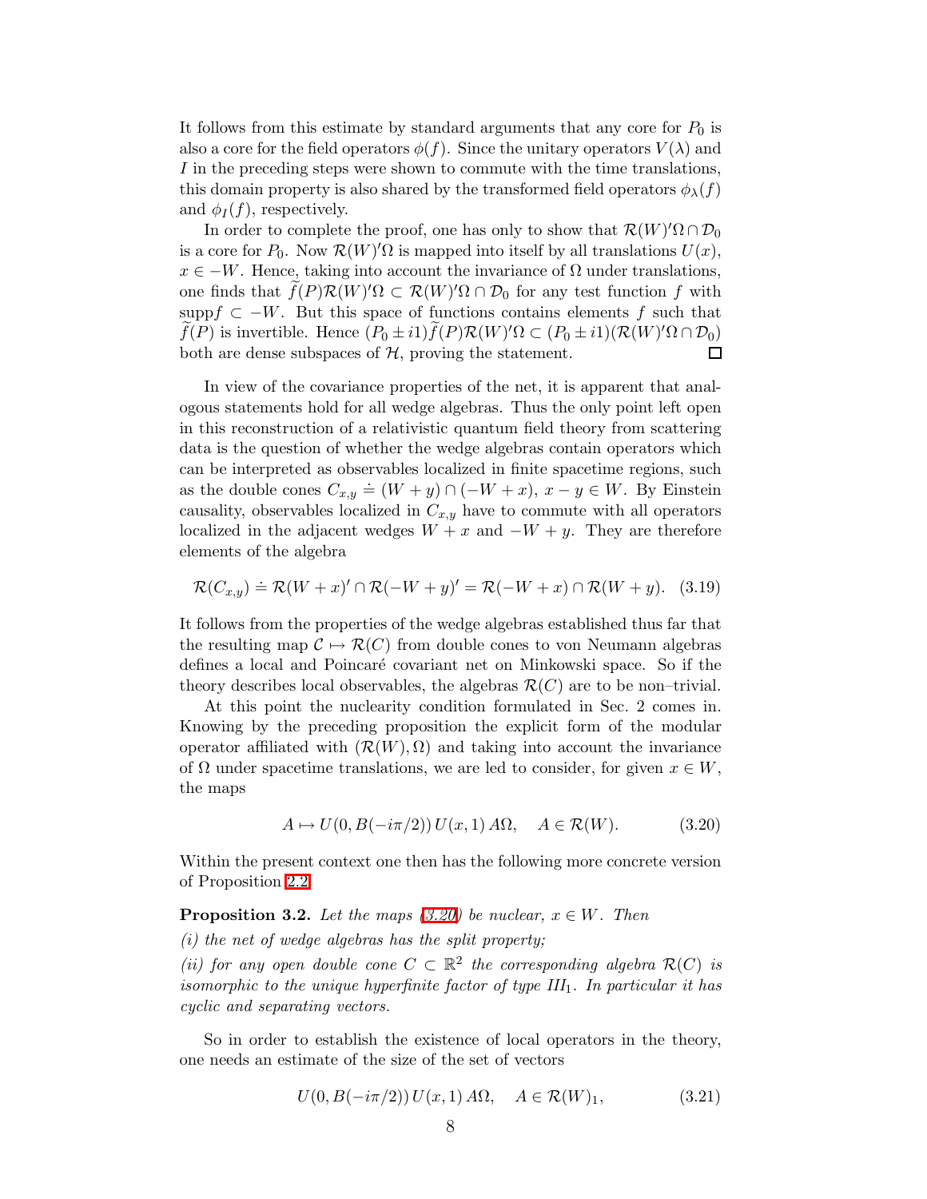It follows from this estimate by standard arguments that any core for $P_0$ is also a core for the field operators $\phi(f)$. Since the unitary operators $V(\lambda)$ and $I$ in the preceding steps were shown to commute with the time translations, this domain property is also shared by the transformed field operators $\phi_\lambda(f)$ and $\phi_I(f)$, respectively.

In order to complete the proof, one has only to show that $\mathcal{R}(W)'\Omega \cap \mathcal{D}_0$ is a core for $P_0$. Now $\mathcal{R}(W)'\Omega$ is mapped into itself by all translations $U(x)$, $x \in -W$. Hence, taking into account the invariance of $\Omega$ under translations, one finds that $\widetilde{f}(P)\mathcal{R}(W)'\Omega \subset \mathcal{R}(W)'\Omega \cap \mathcal{D}_0$ for any test function $f$ with $\text{supp} f \subset -W$. But this space of functions contains elements $f$ such that $\widetilde{f}(P)$ is invertible. Hence $(P_0 \pm i1)\widetilde{f}(P)\mathcal{R}(W)'\Omega \subset (P_0 \pm i1)(\mathcal{R}(W)'\Omega \cap \mathcal{D}_0)$ both are dense subspaces of $\mathcal{H}$, proving the statement. □

In view of the covariance properties of the net, it is apparent that analogous statements hold for all wedge algebras. Thus the only point left open in this reconstruction of a relativistic quantum field theory from scattering data is the question of whether the wedge algebras contain operators which can be interpreted as observables localized in finite spacetime regions, such as the double cones $C_{x,y} \doteq (W + y) \cap (-W + x)$, $x - y \in W$. By Einstein causality, observables localized in $C_{x,y}$ have to commute with all operators localized in the adjacent wedges $W + x$ and $-W + y$. They are therefore elements of the algebra

$$\mathcal{R}(C_{x,y}) \doteq \mathcal{R}(W + x)' \cap \mathcal{R}(-W + y)' = \mathcal{R}(-W + x) \cap \mathcal{R}(W + y). \quad (3.19)$$

It follows from the properties of the wedge algebras established thus far that the resulting map $\mathcal{C} \mapsto \mathcal{R}(C)$ from double cones to von Neumann algebras defines a local and Poincaré covariant net on Minkowski space. So if the theory describes local observables, the algebras $\mathcal{R}(C)$ are to be non–trivial.

At this point the nuclearity condition formulated in Sec. 2 comes in. Knowing by the preceding proposition the explicit form of the modular operator affiliated with $(\mathcal{R}(W), \Omega)$ and taking into account the invariance of $\Omega$ under spacetime translations, we are led to consider, for given $x \in W$, the maps

$$A \mapsto U(0, B(-i\pi/2))\, U(x, 1)\, A\Omega, \quad A \in \mathcal{R}(W). \quad (3.20)$$

Within the present context one then has the following more concrete version of Proposition 2.2.

**Proposition 3.2.** *Let the maps (3.20) be nuclear, $x \in W$. Then*

*(i) the net of wedge algebras has the split property;*

*(ii) for any open double cone $C \subset \mathbb{R}^2$ the corresponding algebra $\mathcal{R}(C)$ is isomorphic to the unique hyperfinite factor of type $III_1$. In particular it has cyclic and separating vectors.*

So in order to establish the existence of local operators in the theory, one needs an estimate of the size of the set of vectors

$$U(0, B(-i\pi/2))\, U(x, 1)\, A\Omega, \quad A \in \mathcal{R}(W)_1, \quad (3.21)$$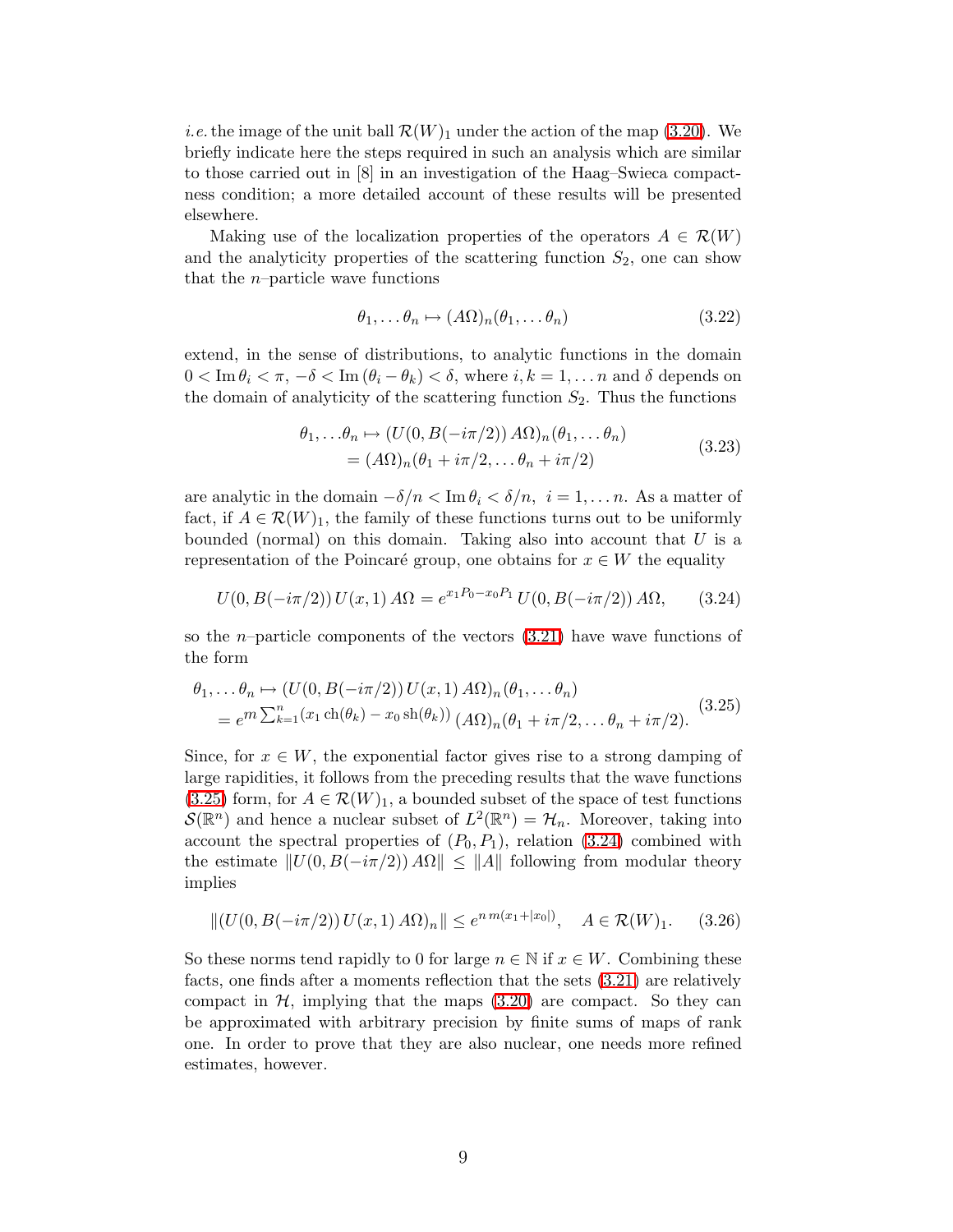*i.e.* the image of the unit ball $\mathcal{R}(W)_1$ under the action of the map (3.20). We briefly indicate here the steps required in such an analysis which are similar to those carried out in [8] in an investigation of the Haag–Swieca compactness condition; a more detailed account of these results will be presented elsewhere.

Making use of the localization properties of the operators $A \in \mathcal{R}(W)$ and the analyticity properties of the scattering function $S_2$, one can show that the $n$–particle wave functions

$$\theta_1, \dots \theta_n \mapsto (A\Omega)_n(\theta_1, \dots \theta_n) \tag{3.22}$$

extend, in the sense of distributions, to analytic functions in the domain $0 < \mathrm{Im}\,\theta_i < \pi$, $-\delta < \mathrm{Im}\,(\theta_i - \theta_k) < \delta$, where $i, k = 1, \dots n$ and $\delta$ depends on the domain of analyticity of the scattering function $S_2$. Thus the functions

$$\begin{aligned} \theta_1, \dots \theta_n &\mapsto (U(0, B(-i\pi/2))\, A\Omega)_n(\theta_1, \dots \theta_n) \\ &= (A\Omega)_n(\theta_1 + i\pi/2, \dots \theta_n + i\pi/2) \end{aligned} \tag{3.23}$$

are analytic in the domain $-\delta/n < \mathrm{Im}\,\theta_i < \delta/n, \;\; i = 1, \dots n$. As a matter of fact, if $A \in \mathcal{R}(W)_1$, the family of these functions turns out to be uniformly bounded (normal) on this domain. Taking also into account that $U$ is a representation of the Poincaré group, one obtains for $x \in W$ the equality

$$U(0, B(-i\pi/2))\, U(x, 1)\, A\Omega = e^{x_1 P_0 - x_0 P_1}\, U(0, B(-i\pi/2))\, A\Omega, \tag{3.24}$$

so the $n$–particle components of the vectors (3.21) have wave functions of the form

$$\begin{aligned} &\theta_1, \dots \theta_n \mapsto (U(0, B(-i\pi/2))\, U(x, 1)\, A\Omega)_n(\theta_1, \dots \theta_n) \\ &\quad = e^{m \sum_{k=1}^{n} (x_1 \, \mathrm{ch}(\theta_k) \, - \, x_0 \, \mathrm{sh}(\theta_k))}\, (A\Omega)_n(\theta_1 + i\pi/2, \dots \theta_n + i\pi/2). \end{aligned} \tag{3.25}$$

Since, for $x \in W$, the exponential factor gives rise to a strong damping of large rapidities, it follows from the preceding results that the wave functions (3.25) form, for $A \in \mathcal{R}(W)_1$, a bounded subset of the space of test functions $\mathcal{S}(\mathbb{R}^n)$ and hence a nuclear subset of $L^2(\mathbb{R}^n) = \mathcal{H}_n$. Moreover, taking into account the spectral properties of $(P_0, P_1)$, relation (3.24) combined with the estimate $\|U(0, B(-i\pi/2))\, A\Omega\| \le \|A\|$ following from modular theory implies

$$\|(U(0, B(-i\pi/2))\, U(x, 1)\, A\Omega)_n\| \le e^{n\, m (x_1 + |x_0|)}, \quad A \in \mathcal{R}(W)_1. \tag{3.26}$$

So these norms tend rapidly to 0 for large $n \in \mathbb{N}$ if $x \in W$. Combining these facts, one finds after a moments reflection that the sets (3.21) are relatively compact in $\mathcal{H}$, implying that the maps (3.20) are compact. So they can be approximated with arbitrary precision by finite sums of maps of rank one. In order to prove that they are also nuclear, one needs more refined estimates, however.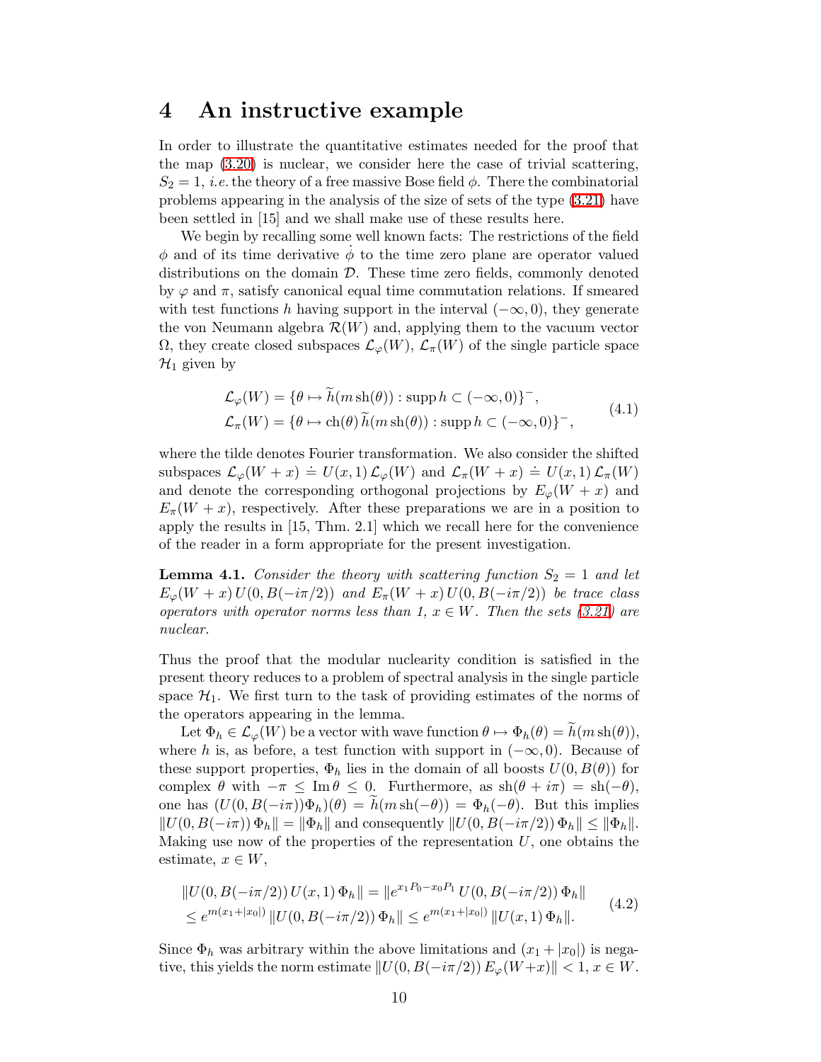# 4 An instructive example

In order to illustrate the quantitative estimates needed for the proof that the map (3.20) is nuclear, we consider here the case of trivial scattering, $S_2 = 1$, *i.e.* the theory of a free massive Bose field $\phi$. There the combinatorial problems appearing in the analysis of the size of sets of the type (3.21) have been settled in [15] and we shall make use of these results here.

We begin by recalling some well known facts: The restrictions of the field $\phi$ and of its time derivative $\dot{\phi}$ to the time zero plane are operator valued distributions on the domain $\mathcal{D}$. These time zero fields, commonly denoted by $\varphi$ and $\pi$, satisfy canonical equal time commutation relations. If smeared with test functions $h$ having support in the interval $(-\infty, 0)$, they generate the von Neumann algebra $\mathcal{R}(W)$ and, applying them to the vacuum vector $\Omega$, they create closed subspaces $\mathcal{L}_\varphi(W)$, $\mathcal{L}_\pi(W)$ of the single particle space $\mathcal{H}_1$ given by

$$
\begin{aligned}
\mathcal{L}_\varphi(W) &= \{\theta \mapsto \widetilde{h}(m\,\mathrm{sh}(\theta)) : \mathrm{supp}\, h \subset (-\infty, 0)\}^-, \\
\mathcal{L}_\pi(W) &= \{\theta \mapsto \mathrm{ch}(\theta)\, \widetilde{h}(m\,\mathrm{sh}(\theta)) : \mathrm{supp}\, h \subset (-\infty, 0)\}^-,
\end{aligned}
\tag{4.1}
$$

where the tilde denotes Fourier transformation. We also consider the shifted subspaces $\mathcal{L}_\varphi(W + x) \doteq U(x, 1)\, \mathcal{L}_\varphi(W)$ and $\mathcal{L}_\pi(W + x) \doteq U(x, 1)\, \mathcal{L}_\pi(W)$ and denote the corresponding orthogonal projections by $E_\varphi(W + x)$ and $E_\pi(W + x)$, respectively. After these preparations we are in a position to apply the results in [15, Thm. 2.1] which we recall here for the convenience of the reader in a form appropriate for the present investigation.

**Lemma 4.1.** *Consider the theory with scattering function $S_2 = 1$ and let $E_\varphi(W + x)\, U(0, B(-i\pi/2))$ and $E_\pi(W + x)\, U(0, B(-i\pi/2))$ be trace class operators with operator norms less than 1, $x \in W$. Then the sets (3.21) are nuclear.*

Thus the proof that the modular nuclearity condition is satisfied in the present theory reduces to a problem of spectral analysis in the single particle space $\mathcal{H}_1$. We first turn to the task of providing estimates of the norms of the operators appearing in the lemma.

Let $\Phi_h \in \mathcal{L}_\varphi(W)$ be a vector with wave function $\theta \mapsto \Phi_h(\theta) = \widetilde{h}(m\,\mathrm{sh}(\theta))$, where $h$ is, as before, a test function with support in $(-\infty, 0)$. Because of these support properties, $\Phi_h$ lies in the domain of all boosts $U(0, B(\theta))$ for complex $\theta$ with $-\pi \leq \mathrm{Im}\, \theta \leq 0$. Furthermore, as $\mathrm{sh}(\theta + i\pi) = \mathrm{sh}(-\theta)$, one has $(U(0, B(-i\pi))\Phi_h)(\theta) = \widetilde{h}(m\,\mathrm{sh}(-\theta)) = \Phi_h(-\theta)$. But this implies $\|U(0, B(-i\pi))\, \Phi_h\| = \|\Phi_h\|$ and consequently $\|U(0, B(-i\pi/2))\, \Phi_h\| \leq \|\Phi_h\|$. Making use now of the properties of the representation $U$, one obtains the estimate, $x \in W$,

$$
\begin{aligned}
&\|U(0, B(-i\pi/2))\, U(x, 1)\, \Phi_h\| = \|e^{x_1 P_0 - x_0 P_1}\, U(0, B(-i\pi/2))\, \Phi_h\| \\
&\leq e^{m(x_1 + |x_0|)}\, \|U(0, B(-i\pi/2))\, \Phi_h\| \leq e^{m(x_1 + |x_0|)}\, \|U(x, 1)\, \Phi_h\|.
\end{aligned}
\tag{4.2}
$$

Since $\Phi_h$ was arbitrary within the above limitations and $(x_1 + |x_0|)$ is negative, this yields the norm estimate $\|U(0, B(-i\pi/2))\, E_\varphi(W + x)\| < 1$, $x \in W$.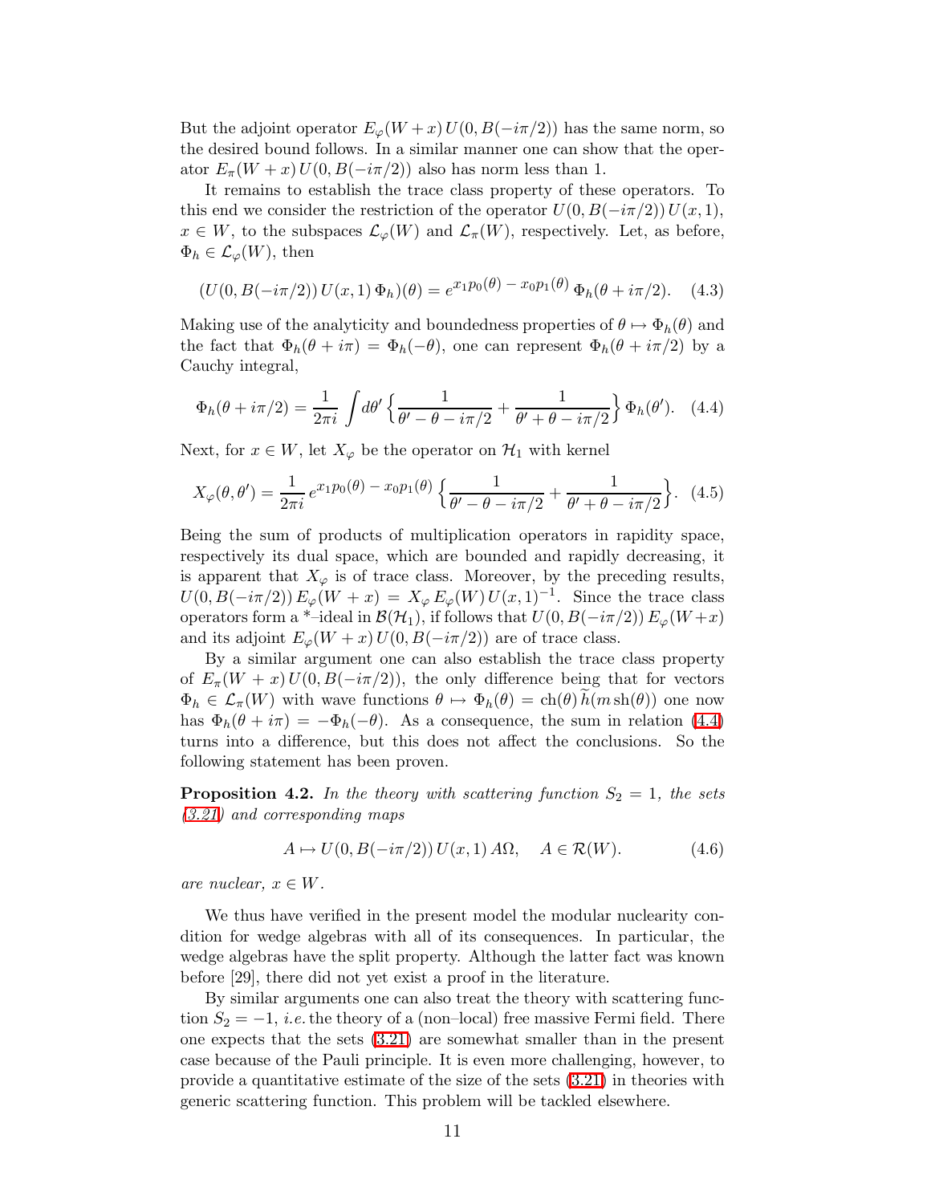But the adjoint operator $E_\varphi(W+x)\,U(0,B(-i\pi/2))$ has the same norm, so the desired bound follows. In a similar manner one can show that the operator $E_\pi(W+x)\,U(0,B(-i\pi/2))$ also has norm less than 1.

It remains to establish the trace class property of these operators. To this end we consider the restriction of the operator $U(0,B(-i\pi/2))\,U(x,1)$, $x \in W$, to the subspaces $\mathcal{L}_\varphi(W)$ and $\mathcal{L}_\pi(W)$, respectively. Let, as before, $\Phi_h \in \mathcal{L}_\varphi(W)$, then

$$(U(0,B(-i\pi/2))\,U(x,1)\,\Phi_h)(\theta) = e^{x_1 p_0(\theta) \,-\, x_0 p_1(\theta)}\,\Phi_h(\theta + i\pi/2). \quad (4.3)$$

Making use of the analyticity and boundedness properties of $\theta \mapsto \Phi_h(\theta)$ and the fact that $\Phi_h(\theta + i\pi) = \Phi_h(-\theta)$, one can represent $\Phi_h(\theta + i\pi/2)$ by a Cauchy integral,

$$\Phi_h(\theta + i\pi/2) = \frac{1}{2\pi i}\int d\theta' \left\{ \frac{1}{\theta' - \theta - i\pi/2} + \frac{1}{\theta' + \theta - i\pi/2} \right\} \Phi_h(\theta'). \quad (4.4)$$

Next, for $x \in W$, let $X_\varphi$ be the operator on $\mathcal{H}_1$ with kernel

$$X_\varphi(\theta,\theta') = \frac{1}{2\pi i}\, e^{x_1 p_0(\theta) \,-\, x_0 p_1(\theta)} \left\{ \frac{1}{\theta' - \theta - i\pi/2} + \frac{1}{\theta' + \theta - i\pi/2} \right\}. \quad (4.5)$$

Being the sum of products of multiplication operators in rapidity space, respectively its dual space, which are bounded and rapidly decreasing, it is apparent that $X_\varphi$ is of trace class. Moreover, by the preceding results, $U(0,B(-i\pi/2))\,E_\varphi(W+x) = X_\varphi\, E_\varphi(W)\, U(x,1)^{-1}$. Since the trace class operators form a \*–ideal in $\mathcal{B}(\mathcal{H}_1)$, if follows that $U(0,B(-i\pi/2))\,E_\varphi(W+x)$ and its adjoint $E_\varphi(W+x)\,U(0,B(-i\pi/2))$ are of trace class.

By a similar argument one can also establish the trace class property of $E_\pi(W+x)\,U(0,B(-i\pi/2))$, the only difference being that for vectors $\Phi_h \in \mathcal{L}_\pi(W)$ with wave functions $\theta \mapsto \Phi_h(\theta) = \mathrm{ch}(\theta)\,\widetilde{h}(m\,\mathrm{sh}(\theta))$ one now has $\Phi_h(\theta + i\pi) = -\Phi_h(-\theta)$. As a consequence, the sum in relation (4.4) turns into a difference, but this does not affect the conclusions. So the following statement has been proven.

**Proposition 4.2.** *In the theory with scattering function $S_2 = 1$, the sets (3.21) and corresponding maps*

$$A \mapsto U(0,B(-i\pi/2))\,U(x,1)\,A\Omega, \quad A \in \mathcal{R}(W). \quad (4.6)$$

*are nuclear, $x \in W$.*

We thus have verified in the present model the modular nuclearity condition for wedge algebras with all of its consequences. In particular, the wedge algebras have the split property. Although the latter fact was known before [29], there did not yet exist a proof in the literature.

By similar arguments one can also treat the theory with scattering function $S_2 = -1$, *i.e.* the theory of a (non–local) free massive Fermi field. There one expects that the sets (3.21) are somewhat smaller than in the present case because of the Pauli principle. It is even more challenging, however, to provide a quantitative estimate of the size of the sets (3.21) in theories with generic scattering function. This problem will be tackled elsewhere.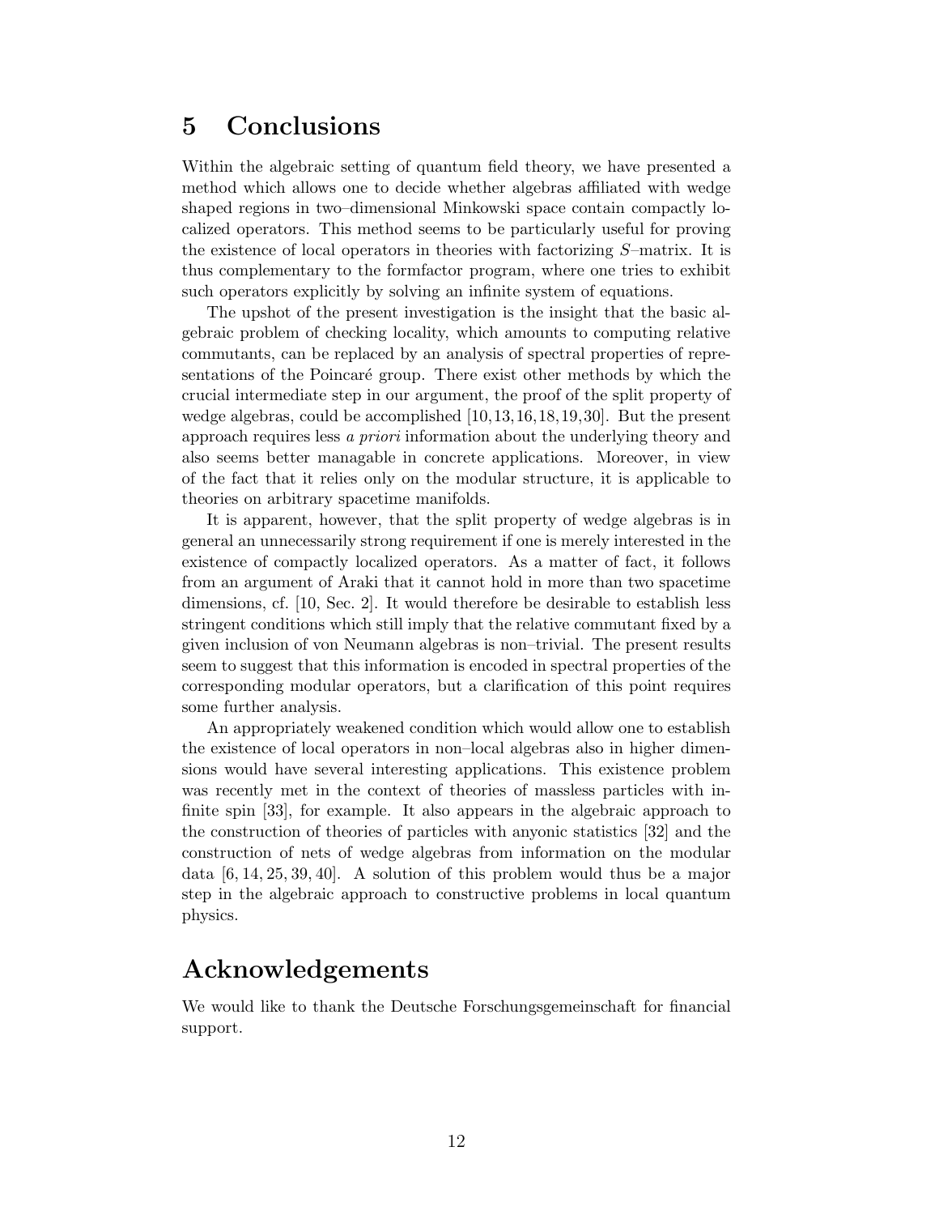# 5 Conclusions

Within the algebraic setting of quantum field theory, we have presented a method which allows one to decide whether algebras affiliated with wedge shaped regions in two–dimensional Minkowski space contain compactly localized operators. This method seems to be particularly useful for proving the existence of local operators in theories with factorizing $S$–matrix. It is thus complementary to the formfactor program, where one tries to exhibit such operators explicitly by solving an infinite system of equations.

The upshot of the present investigation is the insight that the basic algebraic problem of checking locality, which amounts to computing relative commutants, can be replaced by an analysis of spectral properties of representations of the Poincaré group. There exist other methods by which the crucial intermediate step in our argument, the proof of the split property of wedge algebras, could be accomplished [10, 13, 16, 18, 19, 30]. But the present approach requires less *a priori* information about the underlying theory and also seems better managable in concrete applications. Moreover, in view of the fact that it relies only on the modular structure, it is applicable to theories on arbitrary spacetime manifolds.

It is apparent, however, that the split property of wedge algebras is in general an unnecessarily strong requirement if one is merely interested in the existence of compactly localized operators. As a matter of fact, it follows from an argument of Araki that it cannot hold in more than two spacetime dimensions, cf. [10, Sec. 2]. It would therefore be desirable to establish less stringent conditions which still imply that the relative commutant fixed by a given inclusion of von Neumann algebras is non–trivial. The present results seem to suggest that this information is encoded in spectral properties of the corresponding modular operators, but a clarification of this point requires some further analysis.

An appropriately weakened condition which would allow one to establish the existence of local operators in non–local algebras also in higher dimensions would have several interesting applications. This existence problem was recently met in the context of theories of massless particles with infinite spin [33], for example. It also appears in the algebraic approach to the construction of theories of particles with anyonic statistics [32] and the construction of nets of wedge algebras from information on the modular data [6, 14, 25, 39, 40]. A solution of this problem would thus be a major step in the algebraic approach to constructive problems in local quantum physics.

# Acknowledgements

We would like to thank the Deutsche Forschungsgemeinschaft for financial support.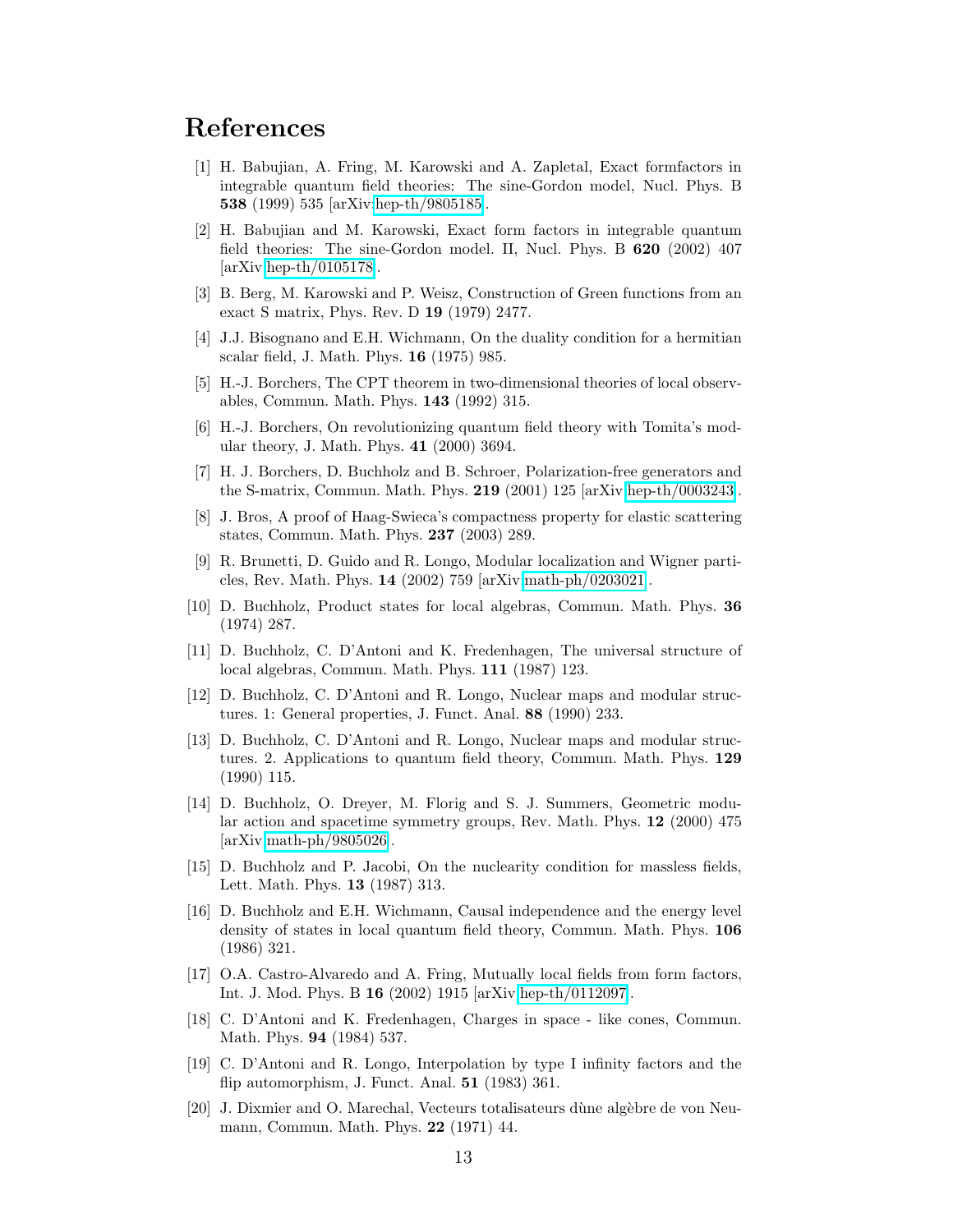# References

[1] H. Babujian, A. Fring, M. Karowski and A. Zapletal, Exact formfactors in integrable quantum field theories: The sine-Gordon model, Nucl. Phys. B **538** (1999) 535 [arXiv:hep-th/9805185].

[2] H. Babujian and M. Karowski, Exact form factors in integrable quantum field theories: The sine-Gordon model. II, Nucl. Phys. B **620** (2002) 407 [arXiv:hep-th/0105178].

[3] B. Berg, M. Karowski and P. Weisz, Construction of Green functions from an exact S matrix, Phys. Rev. D **19** (1979) 2477.

[4] J.J. Bisognano and E.H. Wichmann, On the duality condition for a hermitian scalar field, J. Math. Phys. **16** (1975) 985.

[5] H.-J. Borchers, The CPT theorem in two-dimensional theories of local observables, Commun. Math. Phys. **143** (1992) 315.

[6] H.-J. Borchers, On revolutionizing quantum field theory with Tomita's modular theory, J. Math. Phys. **41** (2000) 3694.

[7] H. J. Borchers, D. Buchholz and B. Schroer, Polarization-free generators and the S-matrix, Commun. Math. Phys. **219** (2001) 125 [arXiv:hep-th/0003243].

[8] J. Bros, A proof of Haag-Swieca's compactness property for elastic scattering states, Commun. Math. Phys. **237** (2003) 289.

[9] R. Brunetti, D. Guido and R. Longo, Modular localization and Wigner particles, Rev. Math. Phys. **14** (2002) 759 [arXiv:math-ph/0203021].

[10] D. Buchholz, Product states for local algebras, Commun. Math. Phys. **36** (1974) 287.

[11] D. Buchholz, C. D'Antoni and K. Fredenhagen, The universal structure of local algebras, Commun. Math. Phys. **111** (1987) 123.

[12] D. Buchholz, C. D'Antoni and R. Longo, Nuclear maps and modular structures. 1: General properties, J. Funct. Anal. **88** (1990) 233.

[13] D. Buchholz, C. D'Antoni and R. Longo, Nuclear maps and modular structures. 2. Applications to quantum field theory, Commun. Math. Phys. **129** (1990) 115.

[14] D. Buchholz, O. Dreyer, M. Florig and S. J. Summers, Geometric modular action and spacetime symmetry groups, Rev. Math. Phys. **12** (2000) 475 [arXiv:math-ph/9805026].

[15] D. Buchholz and P. Jacobi, On the nuclearity condition for massless fields, Lett. Math. Phys. **13** (1987) 313.

[16] D. Buchholz and E.H. Wichmann, Causal independence and the energy level density of states in local quantum field theory, Commun. Math. Phys. **106** (1986) 321.

[17] O.A. Castro-Alvaredo and A. Fring, Mutually local fields from form factors, Int. J. Mod. Phys. B **16** (2002) 1915 [arXiv:hep-th/0112097].

[18] C. D'Antoni and K. Fredenhagen, Charges in space - like cones, Commun. Math. Phys. **94** (1984) 537.

[19] C. D'Antoni and R. Longo, Interpolation by type I infinity factors and the flip automorphism, J. Funct. Anal. **51** (1983) 361.

[20] J. Dixmier and O. Marechal, Vecteurs totalisateurs dùne algèbre de von Neumann, Commun. Math. Phys. **22** (1971) 44.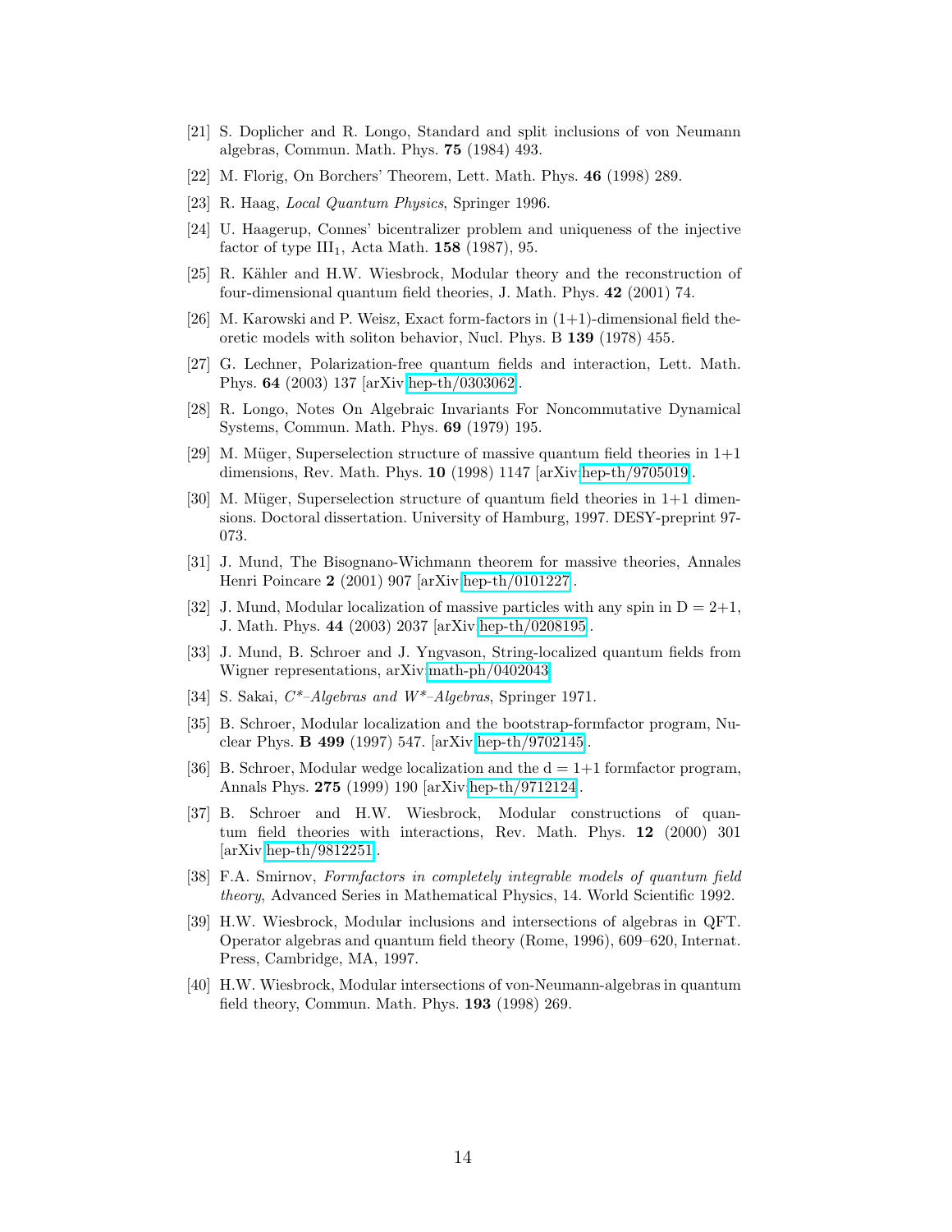[21] S. Doplicher and R. Longo, Standard and split inclusions of von Neumann algebras, Commun. Math. Phys. **75** (1984) 493.

[22] M. Florig, On Borchers' Theorem, Lett. Math. Phys. **46** (1998) 289.

[23] R. Haag, *Local Quantum Physics*, Springer 1996.

[24] U. Haagerup, Connes' bicentralizer problem and uniqueness of the injective factor of type $\text{III}_1$, Acta Math. **158** (1987), 95.

[25] R. Kähler and H.W. Wiesbrock, Modular theory and the reconstruction of four-dimensional quantum field theories, J. Math. Phys. **42** (2001) 74.

[26] M. Karowski and P. Weisz, Exact form-factors in (1+1)-dimensional field theoretic models with soliton behavior, Nucl. Phys. B **139** (1978) 455.

[27] G. Lechner, Polarization-free quantum fields and interaction, Lett. Math. Phys. **64** (2003) 137 [arXiv hep-th/0303062].

[28] R. Longo, Notes On Algebraic Invariants For Noncommutative Dynamical Systems, Commun. Math. Phys. **69** (1979) 195.

[29] M. Müger, Superselection structure of massive quantum field theories in 1+1 dimensions, Rev. Math. Phys. **10** (1998) 1147 [arXiv:hep-th/9705019].

[30] M. Müger, Superselection structure of quantum field theories in 1+1 dimensions. Doctoral dissertation. University of Hamburg, 1997. DESY-preprint 97-073.

[31] J. Mund, The Bisognano-Wichmann theorem for massive theories, Annales Henri Poincare **2** (2001) 907 [arXiv hep-th/0101227].

[32] J. Mund, Modular localization of massive particles with any spin in D = 2+1, J. Math. Phys. **44** (2003) 2037 [arXiv hep-th/0208195].

[33] J. Mund, B. Schroer and J. Yngvason, String-localized quantum fields from Wigner representations, arXiv math-ph/0402043

[34] S. Sakai, *C\*–Algebras and W\*–Algebras*, Springer 1971.

[35] B. Schroer, Modular localization and the bootstrap-formfactor program, Nuclear Phys. **B 499** (1997) 547. [arXiv hep-th/9702145].

[36] B. Schroer, Modular wedge localization and the d = 1+1 formfactor program, Annals Phys. **275** (1999) 190 [arXiv:hep-th/9712124].

[37] B. Schroer and H.W. Wiesbrock, Modular constructions of quantum field theories with interactions, Rev. Math. Phys. **12** (2000) 301 [arXiv hep-th/9812251].

[38] F.A. Smirnov, *Formfactors in completely integrable models of quantum field theory*, Advanced Series in Mathematical Physics, 14. World Scientific 1992.

[39] H.W. Wiesbrock, Modular inclusions and intersections of algebras in QFT. Operator algebras and quantum field theory (Rome, 1996), 609–620, Internat. Press, Cambridge, MA, 1997.

[40] H.W. Wiesbrock, Modular intersections of von-Neumann-algebras in quantum field theory, Commun. Math. Phys. **193** (1998) 269.